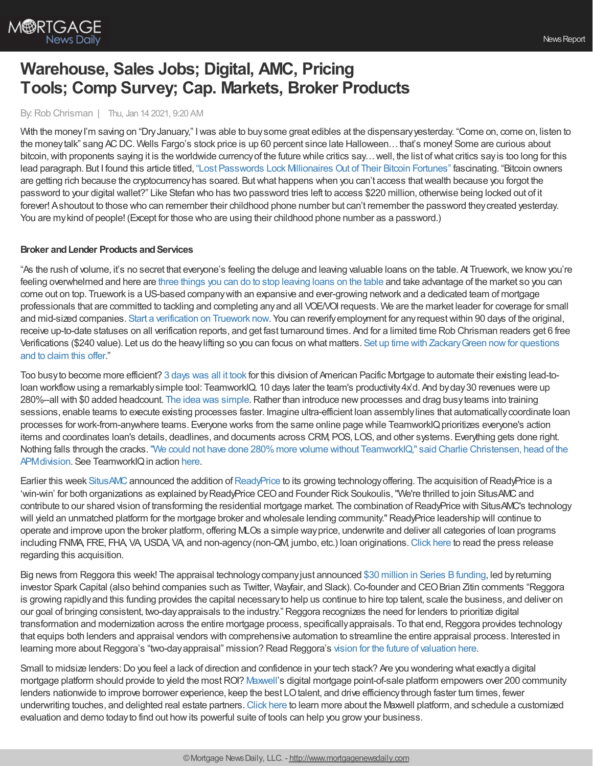# Warehouse, Sales Jobs; Digital, AMC, Pricing Tools; Comp Survey; Cap. Markets, Broker Products

By: Rob Chrisman | Thu, Jan 14 2021, 9:20 AM

With the money I'm saving on "Dry January," I was able to buy some great edibles at the dispensary yesterday. "Come on, come on, listen to the money talk" sang AC DC. Wells Fargo's stock price is up 60 percent since late Halloween… that's money! Some are curious about bitcoin, with proponents saying it is the worldwide currency of the future while critics say… well, the list of what critics say is too long for this lead paragraph. But I found this article titled, "Lost Passwords Lock Millionaires Out of Their Bitcoin Fortunes" fascinating. "Bitcoin owners are getting rich because the cryptocurrency has soared. But what happens when you can't access that wealth because you forgot the password to your digital wallet?" Like Stefan who has two password tries left to access $220 million, otherwise being locked out of it forever! A shoutout to those who can remember their childhood phone number but can't remember the password they created yesterday. You are my kind of people! (Except for those who are using their childhood phone number as a password.)

**Broker and Lender Products and Services**

"As the rush of volume, it's no secret that everyone's feeling the deluge and leaving valuable loans on the table. At Truework, we know you're feeling overwhelmed and here are three things you can do to stop leaving loans on the table and take advantage of the market so you can come out on top. Truework is a US-based company with an expansive and ever-growing network and a dedicated team of mortgage professionals that are committed to tackling and completing any and all VOE/VOI requests. We are the market leader for coverage for small and mid-sized companies. Start a verification on Truework now. You can reverify employment for any request within 90 days of the original, receive up-to-date statuses on all verification reports, and get fast turnaround times. And for a limited time Rob Chrisman readers get 6 free Verifications ($240 value). Let us do the heavy lifting so you can focus on what matters. Set up time with Zackary Green now for questions and to claim this offer."

Too busy to become more efficient? 3 days was all it took for this division of American Pacific Mortgage to automate their existing lead-to-loan workflow using a remarkably simple tool: TeamworkIQ. 10 days later the team's productivity 4x'd. And by day 30 revenues were up 280%--all with $0 added headcount. The idea was simple. Rather than introduce new processes and drag busy teams into training sessions, enable teams to execute existing processes faster. Imagine ultra-efficient loan assembly lines that automatically coordinate loan processes for work-from-anywhere teams. Everyone works from the same online page while TeamworkIQ prioritizes everyone's action items and coordinates loan's details, deadlines, and documents across CRM, POS, LOS, and other systems. Everything gets done right. Nothing falls through the cracks. "We could not have done 280% more volume without TeamworkIQ," said Charlie Christensen, head of the APM division. See TeamworkIQ in action here.

Earlier this week SitusAMC announced the addition of ReadyPrice to its growing technology offering. The acquisition of ReadyPrice is a 'win-win' for both organizations as explained by ReadyPrice CEO and Founder Rick Soukoulis, "We're thrilled to join SitusAMC and contribute to our shared vision of transforming the residential mortgage market. The combination of ReadyPrice with SitusAMC's technology will yield an unmatched platform for the mortgage broker and wholesale lending community." ReadyPrice leadership will continue to operate and improve upon the broker platform, offering MLOs a simple way price, underwrite and deliver all categories of loan programs including FNMA, FRE, FHA, VA, USDA, VA, and non-agency (non-QM, jumbo, etc.) loan originations. Click here to read the press release regarding this acquisition.

Big news from Reggora this week! The appraisal technology company just announced $30 million in Series B funding, led by returning investor Spark Capital (also behind companies such as Twitter, Wayfair, and Slack). Co-founder and CEO Brian Zitin comments "Reggora is growing rapidly and this funding provides the capital necessary to help us continue to hire top talent, scale the business, and deliver on our goal of bringing consistent, two-day appraisals to the industry." Reggora recognizes the need for lenders to prioritize digital transformation and modernization across the entire mortgage process, specifically appraisals. To that end, Reggora provides technology that equips both lenders and appraisal vendors with comprehensive automation to streamline the entire appraisal process. Interested in learning more about Reggora's "two-day appraisal" mission? Read Reggora's vision for the future of valuation here.

Small to midsize lenders: Do you feel a lack of direction and confidence in your tech stack? Are you wondering what exactly a digital mortgage platform should provide to yield the most ROI? Maxwell's digital mortgage point-of-sale platform empowers over 200 community lenders nationwide to improve borrower experience, keep the best LO talent, and drive efficiency through faster turn times, fewer underwriting touches, and delighted real estate partners. Click here to learn more about the Maxwell platform, and schedule a customized evaluation and demo today to find out how its powerful suite of tools can help you grow your business.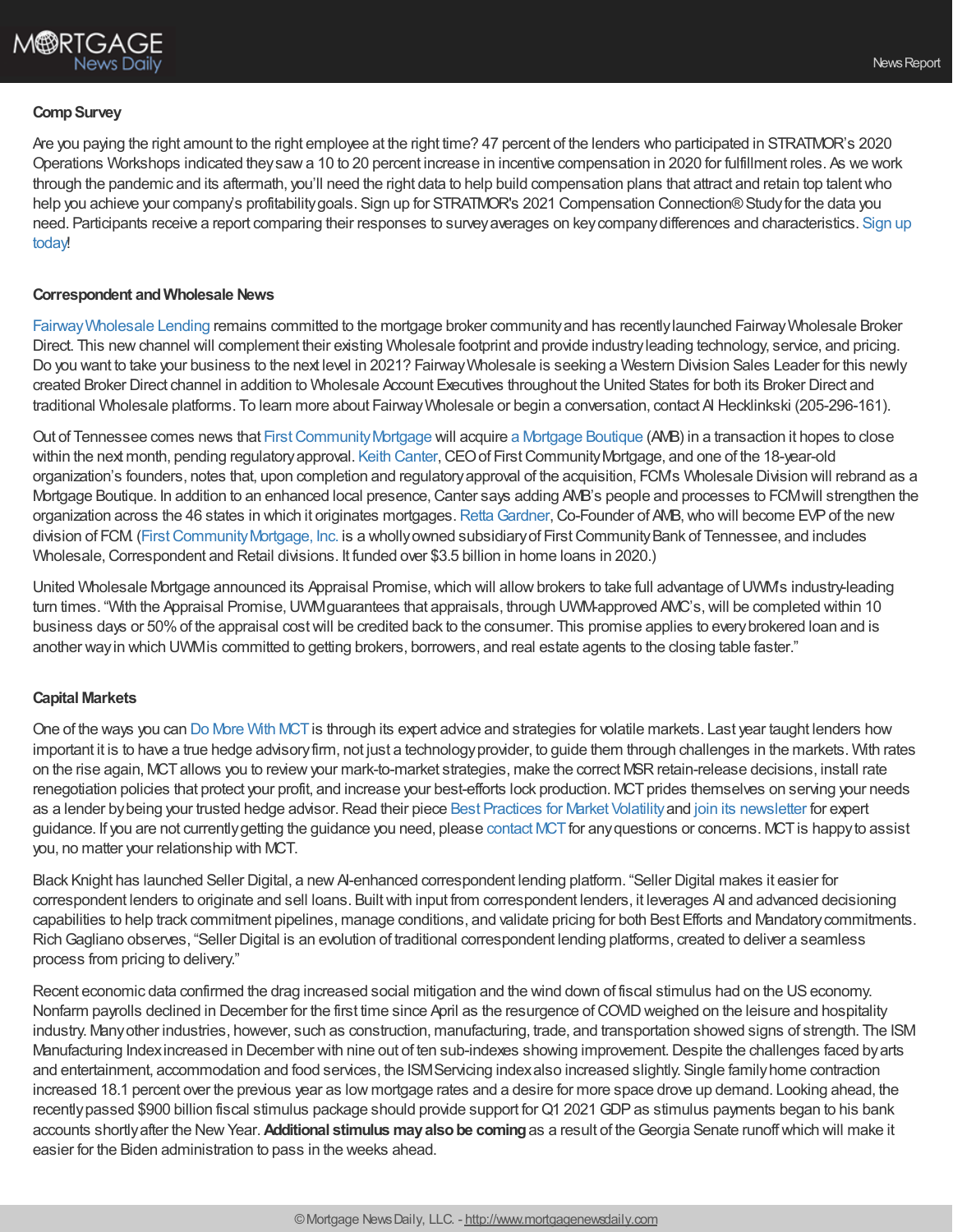### Comp Survey

Are you paying the right amount to the right employee at the right time? 47 percent of the lenders who participated in STRATMOR's 2020 Operations Workshops indicated they saw a 10 to 20 percent increase in incentive compensation in 2020 for fulfillment roles. As we work through the pandemic and its aftermath, you'll need the right data to help build compensation plans that attract and retain top talent who help you achieve your company's profitability goals. Sign up for STRATMOR's 2021 Compensation Connection® Study for the data you need. Participants receive a report comparing their responses to survey averages on key company differences and characteristics. Sign up today!

### Correspondent and Wholesale News

Fairway Wholesale Lending remains committed to the mortgage broker community and has recently launched Fairway Wholesale Broker Direct. This new channel will complement their existing Wholesale footprint and provide industry leading technology, service, and pricing. Do you want to take your business to the next level in 2021? Fairway Wholesale is seeking a Western Division Sales Leader for this newly created Broker Direct channel in addition to Wholesale Account Executives throughout the United States for both its Broker Direct and traditional Wholesale platforms. To learn more about Fairway Wholesale or begin a conversation, contact Al Hecklinkski (205-296-161).

Out of Tennessee comes news that First Community Mortgage will acquire a Mortgage Boutique (AMB) in a transaction it hopes to close within the next month, pending regulatory approval. Keith Canter, CEO of First Community Mortgage, and one of the 18-year-old organization's founders, notes that, upon completion and regulatory approval of the acquisition, FCM's Wholesale Division will rebrand as a Mortgage Boutique. In addition to an enhanced local presence, Canter says adding AMB's people and processes to FCM will strengthen the organization across the 46 states in which it originates mortgages. Retta Gardner, Co-Founder of AMB, who will become EVP of the new division of FCM. (First Community Mortgage, Inc. is a wholly owned subsidiary of First Community Bank of Tennessee, and includes Wholesale, Correspondent and Retail divisions. It funded over $3.5 billion in home loans in 2020.)

United Wholesale Mortgage announced its Appraisal Promise, which will allow brokers to take full advantage of UWM's industry-leading turn times. "With the Appraisal Promise, UWM guarantees that appraisals, through UWM-approved AMC's, will be completed within 10 business days or 50% of the appraisal cost will be credited back to the consumer. This promise applies to every brokered loan and is another way in which UWM is committed to getting brokers, borrowers, and real estate agents to the closing table faster."

### Capital Markets

One of the ways you can Do More With MCT is through its expert advice and strategies for volatile markets. Last year taught lenders how important it is to have a true hedge advisory firm, not just a technology provider, to guide them through challenges in the markets. With rates on the rise again, MCT allows you to review your mark-to-market strategies, make the correct MSR retain-release decisions, install rate renegotiation policies that protect your profit, and increase your best-efforts lock production. MCT prides themselves on serving your needs as a lender by being your trusted hedge advisor. Read their piece Best Practices for Market Volatility and join its newsletter for expert guidance. If you are not currently getting the guidance you need, please contact MCT for any questions or concerns. MCT is happy to assist you, no matter your relationship with MCT.

Black Knight has launched Seller Digital, a new AI-enhanced correspondent lending platform. "Seller Digital makes it easier for correspondent lenders to originate and sell loans. Built with input from correspondent lenders, it leverages AI and advanced decisioning capabilities to help track commitment pipelines, manage conditions, and validate pricing for both Best Efforts and Mandatory commitments. Rich Gagliano observes, "Seller Digital is an evolution of traditional correspondent lending platforms, created to deliver a seamless process from pricing to delivery."

Recent economic data confirmed the drag increased social mitigation and the wind down of fiscal stimulus had on the US economy. Nonfarm payrolls declined in December for the first time since April as the resurgence of COVID weighed on the leisure and hospitality industry. Many other industries, however, such as construction, manufacturing, trade, and transportation showed signs of strength. The ISM Manufacturing Index increased in December with nine out of ten sub-indexes showing improvement. Despite the challenges faced by arts and entertainment, accommodation and food services, the ISM Servicing index also increased slightly. Single family home contraction increased 18.1 percent over the previous year as low mortgage rates and a desire for more space drove up demand. Looking ahead, the recently passed $900 billion fiscal stimulus package should provide support for Q1 2021 GDP as stimulus payments began to his bank accounts shortly after the New Year. **Additional stimulus may also be coming** as a result of the Georgia Senate runoff which will make it easier for the Biden administration to pass in the weeks ahead.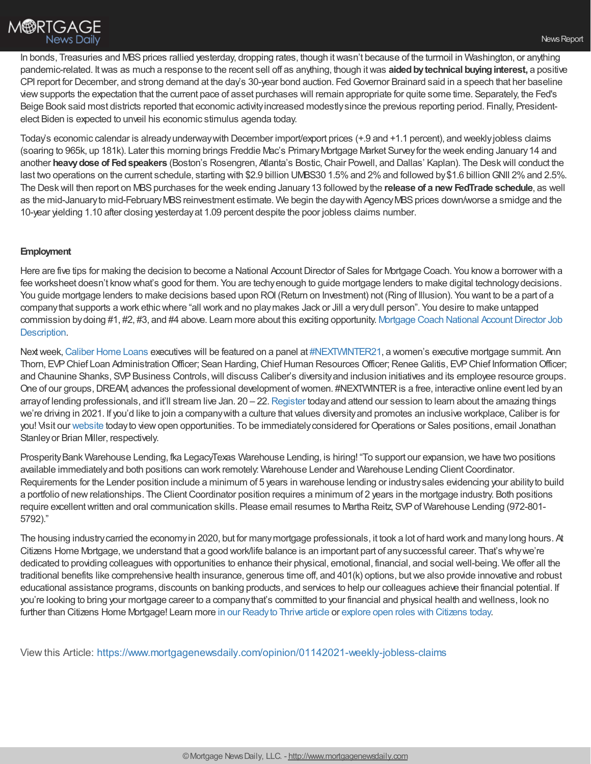In bonds, Treasuries and MBS prices rallied yesterday, dropping rates, though it wasn't because of the turmoil in Washington, or anything pandemic-related. It was as much a response to the recent sell off as anything, though it was **aided by technical buying interest,** a positive CPI report for December, and strong demand at the day's 30-year bond auction. Fed Governor Brainard said in a speech that her baseline view supports the expectation that the current pace of asset purchases will remain appropriate for quite some time. Separately, the Fed's Beige Book said most districts reported that economic activity increased modestly since the previous reporting period. Finally, President-elect Biden is expected to unveil his economic stimulus agenda today.

Today's economic calendar is already underway with December import/export prices (+.9 and +1.1 percent), and weekly jobless claims (soaring to 965k, up 181k). Later this morning brings Freddie Mac's Primary Mortgage Market Survey for the week ending January 14 and another **heavy dose of Fed speakers** (Boston's Rosengren, Atlanta's Bostic, Chair Powell, and Dallas' Kaplan). The Desk will conduct the last two operations on the current schedule, starting with $2.9 billion UMBS30 1.5% and 2% and followed by $1.6 billion GNII 2% and 2.5%. The Desk will then report on MBS purchases for the week ending January 13 followed by the **release of a new FedTrade schedule**, as well as the mid-January to mid-February MBS reinvestment estimate. We begin the day with Agency MBS prices down/worse a smidge and the 10-year yielding 1.10 after closing yesterday at 1.09 percent despite the poor jobless claims number.

**Employment**

Here are five tips for making the decision to become a National Account Director of Sales for Mortgage Coach. You know a borrower with a fee worksheet doesn't know what's good for them. You are techy enough to guide mortgage lenders to make digital technology decisions. You guide mortgage lenders to make decisions based upon ROI (Return on Investment) not (Ring of Illusion). You want to be a part of a company that supports a work ethic where "all work and no play makes Jack or Jill a very dull person". You desire to make untapped commission by doing #1, #2, #3, and #4 above. Learn more about this exciting opportunity. Mortgage Coach National Account Director Job Description.

Next week, Caliber Home Loans executives will be featured on a panel at #NEXTWINTER21, a women's executive mortgage summit. Ann Thorn, EVP Chief Loan Administration Officer; Sean Harding, Chief Human Resources Officer; Renee Galitis, EVP Chief Information Officer; and Chaunine Shanks, SVP Business Controls, will discuss Caliber's diversity and inclusion initiatives and its employee resource groups. One of our groups, DREAM, advances the professional development of women. #NEXTWINTER is a free, interactive online event led by an array of lending professionals, and it'll stream live Jan. 20 – 22. Register today and attend our session to learn about the amazing things we're driving in 2021. If you'd like to join a company with a culture that values diversity and promotes an inclusive workplace, Caliber is for you! Visit our website today to view open opportunities. To be immediately considered for Operations or Sales positions, email Jonathan Stanley or Brian Miller, respectively.

Prosperity Bank Warehouse Lending, fka LegacyTexas Warehouse Lending, is hiring! "To support our expansion, we have two positions available immediately and both positions can work remotely: Warehouse Lender and Warehouse Lending Client Coordinator. Requirements for the Lender position include a minimum of 5 years in warehouse lending or industry sales evidencing your ability to build a portfolio of new relationships. The Client Coordinator position requires a minimum of 2 years in the mortgage industry. Both positions require excellent written and oral communication skills. Please email resumes to Martha Reitz, SVP of Warehouse Lending (972-801-5792)."

The housing industry carried the economy in 2020, but for many mortgage professionals, it took a lot of hard work and many long hours. At Citizens Home Mortgage, we understand that a good work/life balance is an important part of any successful career. That's why we're dedicated to providing colleagues with opportunities to enhance their physical, emotional, financial, and social well-being. We offer all the traditional benefits like comprehensive health insurance, generous time off, and 401(k) options, but we also provide innovative and robust educational assistance programs, discounts on banking products, and services to help our colleagues achieve their financial potential. If you're looking to bring your mortgage career to a company that's committed to your financial and physical health and wellness, look no further than Citizens Home Mortgage! Learn more in our Ready to Thrive article or explore open roles with Citizens today.

View this Article: https://www.mortgagenewsdaily.com/opinion/01142021-weekly-jobless-claims